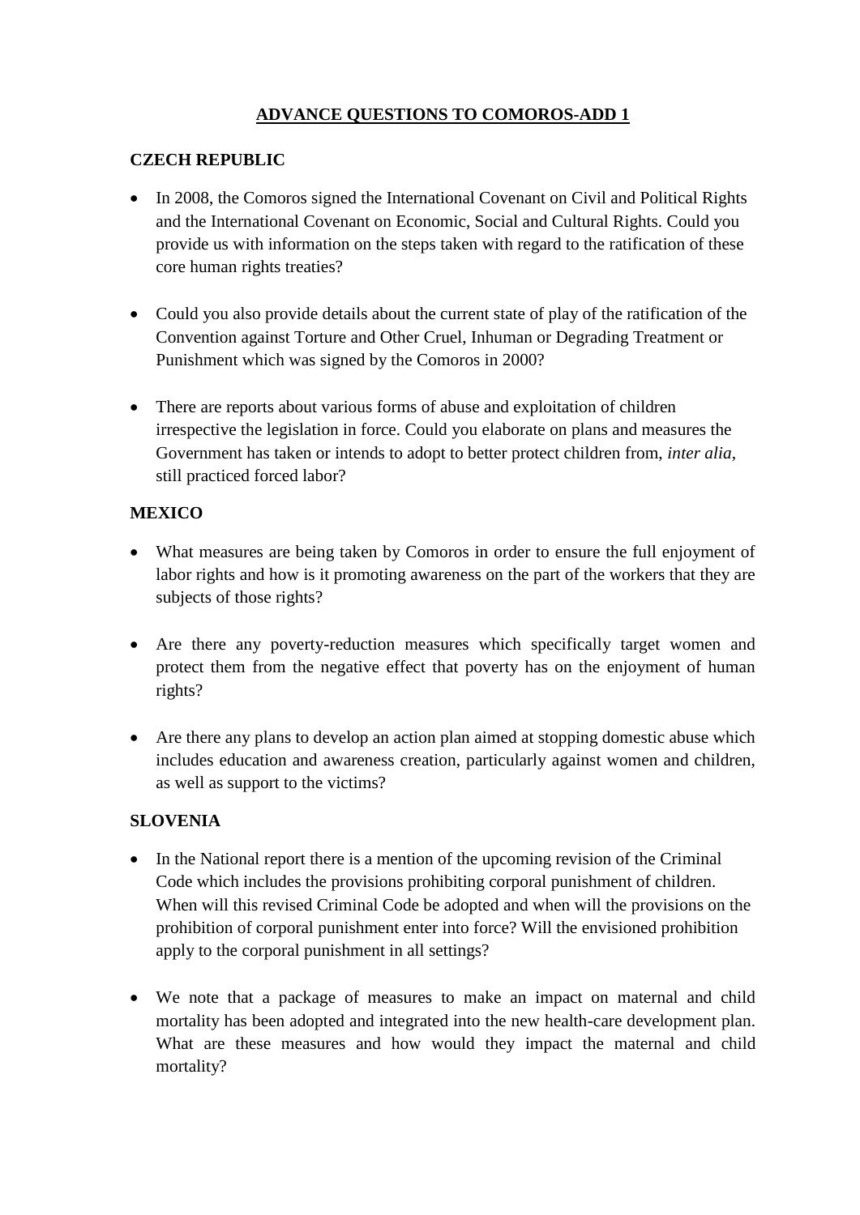# ADVANCE QUESTIONS TO COMOROS-ADD 1

## CZECH REPUBLIC

- In 2008, the Comoros signed the International Covenant on Civil and Political Rights and the International Covenant on Economic, Social and Cultural Rights. Could you provide us with information on the steps taken with regard to the ratification of these core human rights treaties?

- Could you also provide details about the current state of play of the ratification of the Convention against Torture and Other Cruel, Inhuman or Degrading Treatment or Punishment which was signed by the Comoros in 2000?

- There are reports about various forms of abuse and exploitation of children irrespective the legislation in force. Could you elaborate on plans and measures the Government has taken or intends to adopt to better protect children from, *inter alia*, still practiced forced labor?

## MEXICO

- What measures are being taken by Comoros in order to ensure the full enjoyment of labor rights and how is it promoting awareness on the part of the workers that they are subjects of those rights?

- Are there any poverty-reduction measures which specifically target women and protect them from the negative effect that poverty has on the enjoyment of human rights?

- Are there any plans to develop an action plan aimed at stopping domestic abuse which includes education and awareness creation, particularly against women and children, as well as support to the victims?

## SLOVENIA

- In the National report there is a mention of the upcoming revision of the Criminal Code which includes the provisions prohibiting corporal punishment of children. When will this revised Criminal Code be adopted and when will the provisions on the prohibition of corporal punishment enter into force? Will the envisioned prohibition apply to the corporal punishment in all settings?

- We note that a package of measures to make an impact on maternal and child mortality has been adopted and integrated into the new health-care development plan. What are these measures and how would they impact the maternal and child mortality?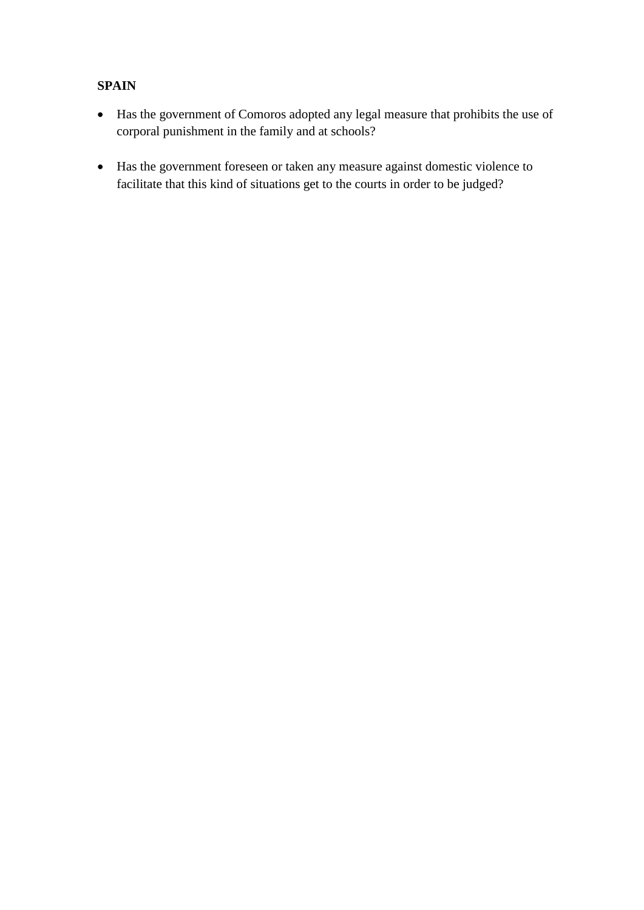**SPAIN**

- Has the government of Comoros adopted any legal measure that prohibits the use of corporal punishment in the family and at schools?
- Has the government foreseen or taken any measure against domestic violence to facilitate that this kind of situations get to the courts in order to be judged?